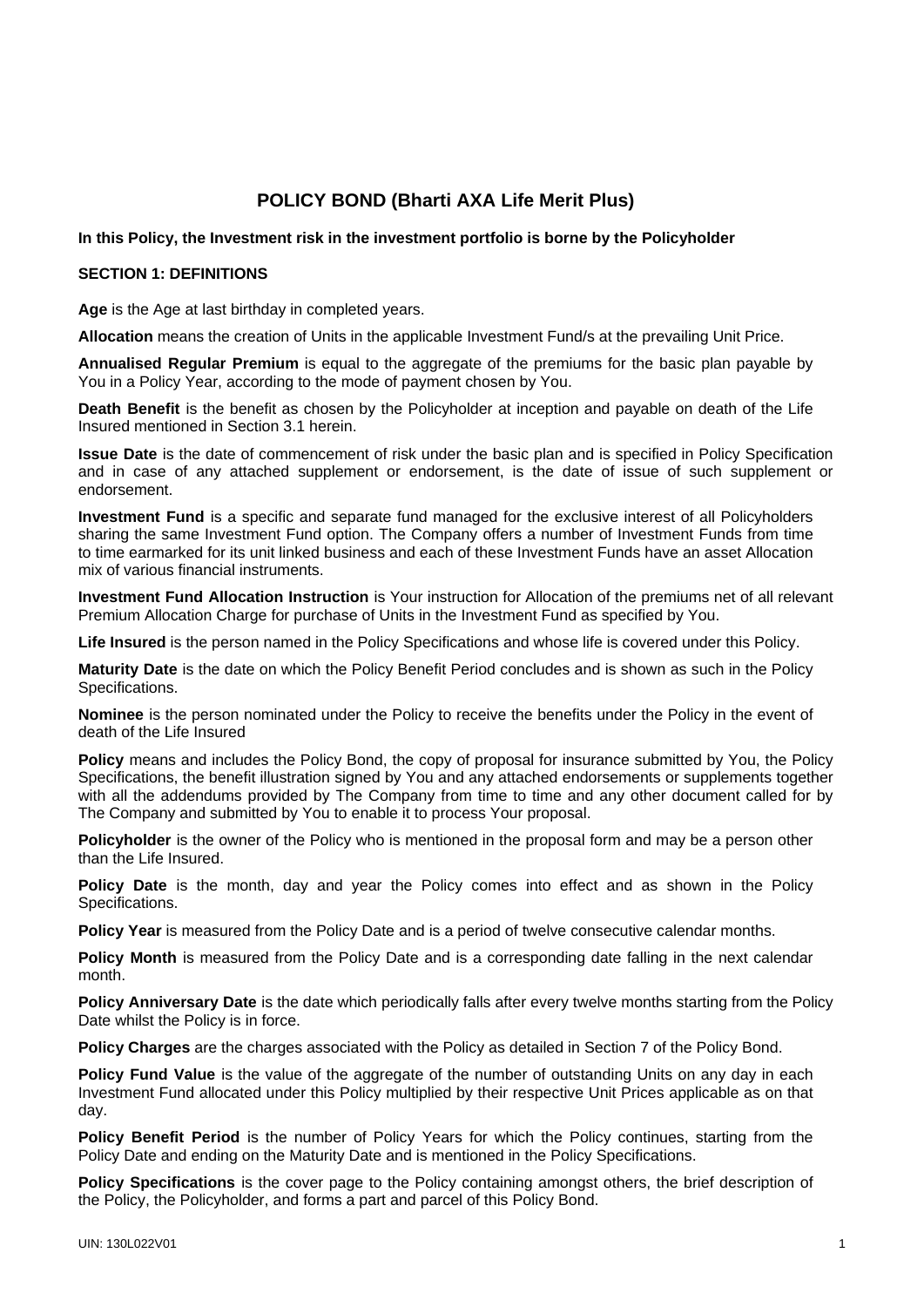# POLICY BOND (Bharti AXA Life Merit Plus)

**In this Policy, the Investment risk in the investment portfolio is borne by the Policyholder**

## SECTION 1: DEFINITIONS

**Age** is the Age at last birthday in completed years.

**Allocation** means the creation of Units in the applicable Investment Fund/s at the prevailing Unit Price.

**Annualised Regular Premium** is equal to the aggregate of the premiums for the basic plan payable by You in a Policy Year, according to the mode of payment chosen by You.

**Death Benefit** is the benefit as chosen by the Policyholder at inception and payable on death of the Life Insured mentioned in Section 3.1 herein.

**Issue Date** is the date of commencement of risk under the basic plan and is specified in Policy Specification and in case of any attached supplement or endorsement, is the date of issue of such supplement or endorsement.

**Investment Fund** is a specific and separate fund managed for the exclusive interest of all Policyholders sharing the same Investment Fund option. The Company offers a number of Investment Funds from time to time earmarked for its unit linked business and each of these Investment Funds have an asset Allocation mix of various financial instruments.

**Investment Fund Allocation Instruction** is Your instruction for Allocation of the premiums net of all relevant Premium Allocation Charge for purchase of Units in the Investment Fund as specified by You.

**Life Insured** is the person named in the Policy Specifications and whose life is covered under this Policy.

**Maturity Date** is the date on which the Policy Benefit Period concludes and is shown as such in the Policy Specifications.

**Nominee** is the person nominated under the Policy to receive the benefits under the Policy in the event of death of the Life Insured

**Policy** means and includes the Policy Bond, the copy of proposal for insurance submitted by You, the Policy Specifications, the benefit illustration signed by You and any attached endorsements or supplements together with all the addendums provided by The Company from time to time and any other document called for by The Company and submitted by You to enable it to process Your proposal.

**Policyholder** is the owner of the Policy who is mentioned in the proposal form and may be a person other than the Life Insured.

**Policy Date** is the month, day and year the Policy comes into effect and as shown in the Policy Specifications.

**Policy Year** is measured from the Policy Date and is a period of twelve consecutive calendar months.

**Policy Month** is measured from the Policy Date and is a corresponding date falling in the next calendar month.

**Policy Anniversary Date** is the date which periodically falls after every twelve months starting from the Policy Date whilst the Policy is in force.

**Policy Charges** are the charges associated with the Policy as detailed in Section 7 of the Policy Bond.

**Policy Fund Value** is the value of the aggregate of the number of outstanding Units on any day in each Investment Fund allocated under this Policy multiplied by their respective Unit Prices applicable as on that day.

**Policy Benefit Period** is the number of Policy Years for which the Policy continues, starting from the Policy Date and ending on the Maturity Date and is mentioned in the Policy Specifications.

**Policy Specifications** is the cover page to the Policy containing amongst others, the brief description of the Policy, the Policyholder, and forms a part and parcel of this Policy Bond.

UIN: 130L022V01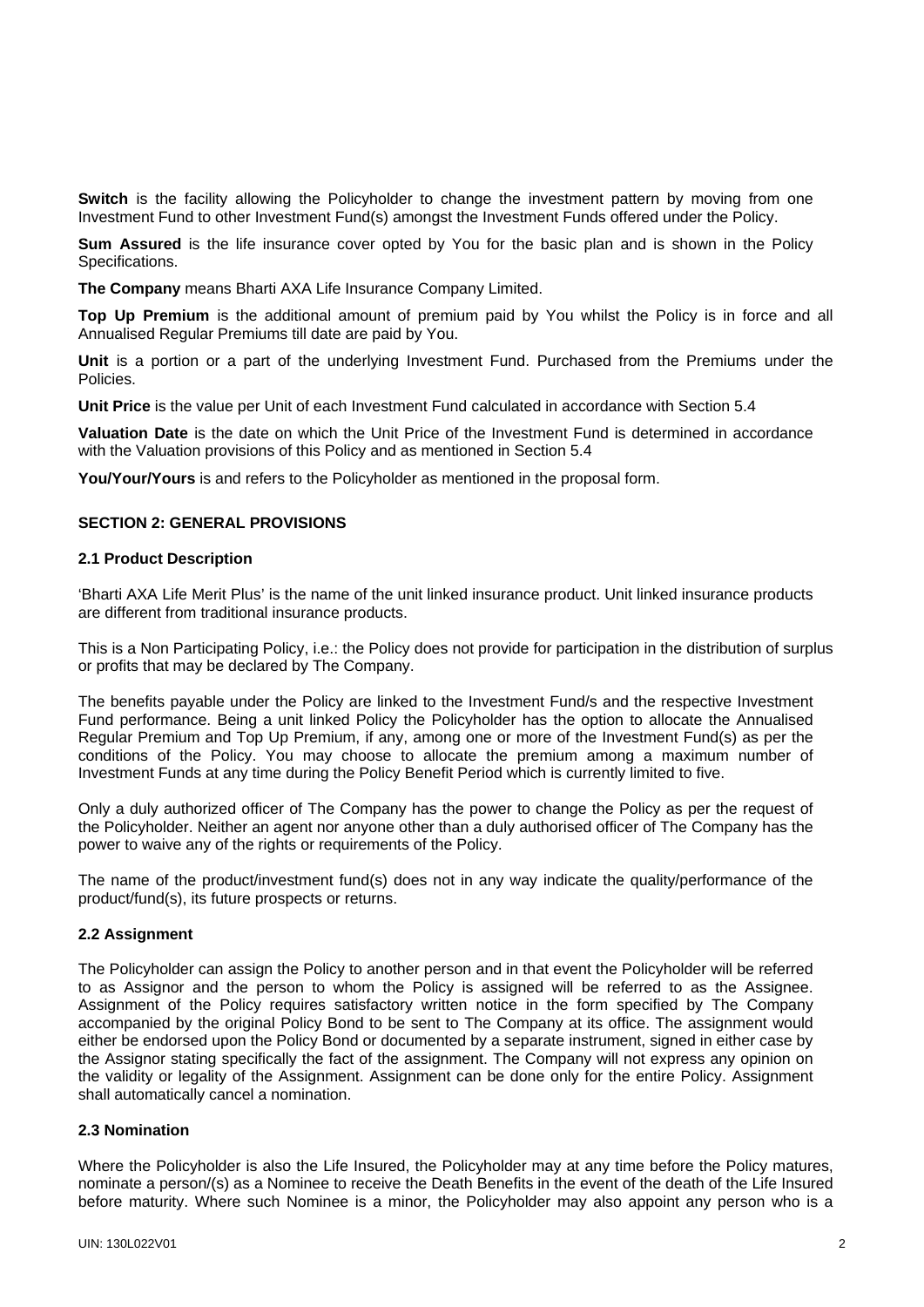**Switch** is the facility allowing the Policyholder to change the investment pattern by moving from one Investment Fund to other Investment Fund(s) amongst the Investment Funds offered under the Policy.

**Sum Assured** is the life insurance cover opted by You for the basic plan and is shown in the Policy Specifications.

**The Company** means Bharti AXA Life Insurance Company Limited.

**Top Up Premium** is the additional amount of premium paid by You whilst the Policy is in force and all Annualised Regular Premiums till date are paid by You.

**Unit** is a portion or a part of the underlying Investment Fund. Purchased from the Premiums under the Policies.

**Unit Price** is the value per Unit of each Investment Fund calculated in accordance with Section 5.4

**Valuation Date** is the date on which the Unit Price of the Investment Fund is determined in accordance with the Valuation provisions of this Policy and as mentioned in Section 5.4

**You/Your/Yours** is and refers to the Policyholder as mentioned in the proposal form.

## SECTION 2: GENERAL PROVISIONS

### 2.1 Product Description

'Bharti AXA Life Merit Plus' is the name of the unit linked insurance product. Unit linked insurance products are different from traditional insurance products.

This is a Non Participating Policy, i.e.: the Policy does not provide for participation in the distribution of surplus or profits that may be declared by The Company.

The benefits payable under the Policy are linked to the Investment Fund/s and the respective Investment Fund performance. Being a unit linked Policy the Policyholder has the option to allocate the Annualised Regular Premium and Top Up Premium, if any, among one or more of the Investment Fund(s) as per the conditions of the Policy. You may choose to allocate the premium among a maximum number of Investment Funds at any time during the Policy Benefit Period which is currently limited to five.

Only a duly authorized officer of The Company has the power to change the Policy as per the request of the Policyholder. Neither an agent nor anyone other than a duly authorised officer of The Company has the power to waive any of the rights or requirements of the Policy.

The name of the product/investment fund(s) does not in any way indicate the quality/performance of the product/fund(s), its future prospects or returns.

### 2.2 Assignment

The Policyholder can assign the Policy to another person and in that event the Policyholder will be referred to as Assignor and the person to whom the Policy is assigned will be referred to as the Assignee. Assignment of the Policy requires satisfactory written notice in the form specified by The Company accompanied by the original Policy Bond to be sent to The Company at its office. The assignment would either be endorsed upon the Policy Bond or documented by a separate instrument, signed in either case by the Assignor stating specifically the fact of the assignment. The Company will not express any opinion on the validity or legality of the Assignment. Assignment can be done only for the entire Policy. Assignment shall automatically cancel a nomination.

### 2.3 Nomination

Where the Policyholder is also the Life Insured, the Policyholder may at any time before the Policy matures, nominate a person/(s) as a Nominee to receive the Death Benefits in the event of the death of the Life Insured before maturity. Where such Nominee is a minor, the Policyholder may also appoint any person who is a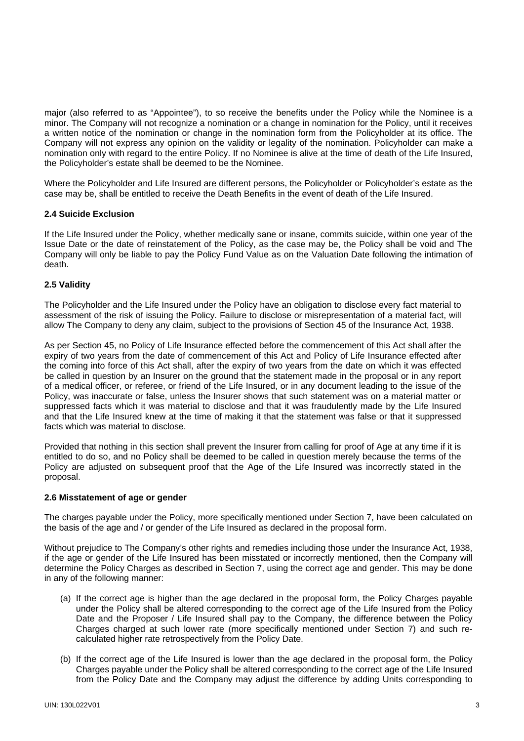major (also referred to as "Appointee"), to so receive the benefits under the Policy while the Nominee is a minor. The Company will not recognize a nomination or a change in nomination for the Policy, until it receives a written notice of the nomination or change in the nomination form from the Policyholder at its office. The Company will not express any opinion on the validity or legality of the nomination. Policyholder can make a nomination only with regard to the entire Policy. If no Nominee is alive at the time of death of the Life Insured, the Policyholder's estate shall be deemed to be the Nominee.

Where the Policyholder and Life Insured are different persons, the Policyholder or Policyholder's estate as the case may be, shall be entitled to receive the Death Benefits in the event of death of the Life Insured.

### 2.4 Suicide Exclusion

If the Life Insured under the Policy, whether medically sane or insane, commits suicide, within one year of the Issue Date or the date of reinstatement of the Policy, as the case may be, the Policy shall be void and The Company will only be liable to pay the Policy Fund Value as on the Valuation Date following the intimation of death.

### 2.5 Validity

The Policyholder and the Life Insured under the Policy have an obligation to disclose every fact material to assessment of the risk of issuing the Policy. Failure to disclose or misrepresentation of a material fact, will allow The Company to deny any claim, subject to the provisions of Section 45 of the Insurance Act, 1938.

As per Section 45, no Policy of Life Insurance effected before the commencement of this Act shall after the expiry of two years from the date of commencement of this Act and Policy of Life Insurance effected after the coming into force of this Act shall, after the expiry of two years from the date on which it was effected be called in question by an Insurer on the ground that the statement made in the proposal or in any report of a medical officer, or referee, or friend of the Life Insured, or in any document leading to the issue of the Policy, was inaccurate or false, unless the Insurer shows that such statement was on a material matter or suppressed facts which it was material to disclose and that it was fraudulently made by the Life Insured and that the Life Insured knew at the time of making it that the statement was false or that it suppressed facts which was material to disclose.

Provided that nothing in this section shall prevent the Insurer from calling for proof of Age at any time if it is entitled to do so, and no Policy shall be deemed to be called in question merely because the terms of the Policy are adjusted on subsequent proof that the Age of the Life Insured was incorrectly stated in the proposal.

### 2.6 Misstatement of age or gender

The charges payable under the Policy, more specifically mentioned under Section 7, have been calculated on the basis of the age and / or gender of the Life Insured as declared in the proposal form.

Without prejudice to The Company's other rights and remedies including those under the Insurance Act, 1938, if the age or gender of the Life Insured has been misstated or incorrectly mentioned, then the Company will determine the Policy Charges as described in Section 7, using the correct age and gender. This may be done in any of the following manner:

(a) If the correct age is higher than the age declared in the proposal form, the Policy Charges payable under the Policy shall be altered corresponding to the correct age of the Life Insured from the Policy Date and the Proposer / Life Insured shall pay to the Company, the difference between the Policy Charges charged at such lower rate (more specifically mentioned under Section 7) and such re-calculated higher rate retrospectively from the Policy Date.

(b) If the correct age of the Life Insured is lower than the age declared in the proposal form, the Policy Charges payable under the Policy shall be altered corresponding to the correct age of the Life Insured from the Policy Date and the Company may adjust the difference by adding Units corresponding to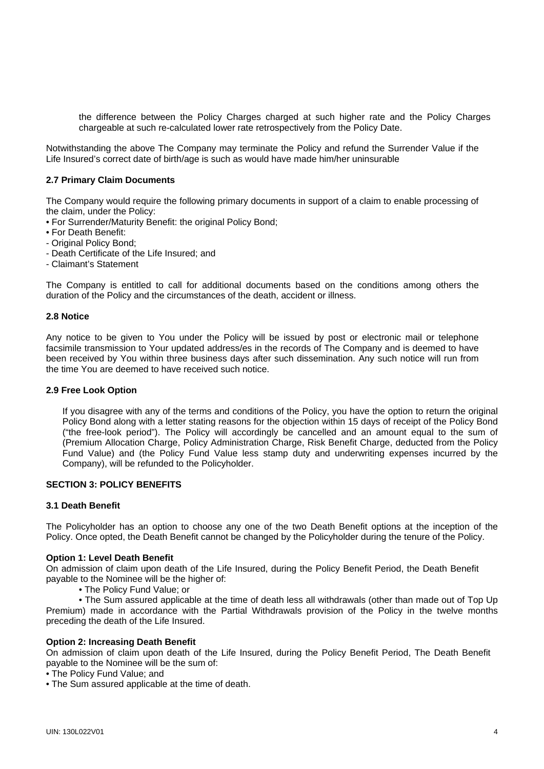the difference between the Policy Charges charged at such higher rate and the Policy Charges chargeable at such re-calculated lower rate retrospectively from the Policy Date.

Notwithstanding the above The Company may terminate the Policy and refund the Surrender Value if the Life Insured's correct date of birth/age is such as would have made him/her uninsurable

**2.7 Primary Claim Documents**

The Company would require the following primary documents in support of a claim to enable processing of the claim, under the Policy:

• For Surrender/Maturity Benefit: the original Policy Bond;

• For Death Benefit:

- Original Policy Bond;
- Death Certificate of the Life Insured; and
- Claimant's Statement

The Company is entitled to call for additional documents based on the conditions among others the duration of the Policy and the circumstances of the death, accident or illness.

**2.8 Notice**

Any notice to be given to You under the Policy will be issued by post or electronic mail or telephone facsimile transmission to Your updated address/es in the records of The Company and is deemed to have been received by You within three business days after such dissemination. Any such notice will run from the time You are deemed to have received such notice.

**2.9 Free Look Option**

If you disagree with any of the terms and conditions of the Policy, you have the option to return the original Policy Bond along with a letter stating reasons for the objection within 15 days of receipt of the Policy Bond ("the free-look period"). The Policy will accordingly be cancelled and an amount equal to the sum of (Premium Allocation Charge, Policy Administration Charge, Risk Benefit Charge, deducted from the Policy Fund Value) and (the Policy Fund Value less stamp duty and underwriting expenses incurred by the Company), will be refunded to the Policyholder.

**SECTION 3: POLICY BENEFITS**

**3.1 Death Benefit**

The Policyholder has an option to choose any one of the two Death Benefit options at the inception of the Policy. Once opted, the Death Benefit cannot be changed by the Policyholder during the tenure of the Policy.

**Option 1: Level Death Benefit**

On admission of claim upon death of the Life Insured, during the Policy Benefit Period, the Death Benefit payable to the Nominee will be the higher of:

• The Policy Fund Value; or

• The Sum assured applicable at the time of death less all withdrawals (other than made out of Top Up Premium) made in accordance with the Partial Withdrawals provision of the Policy in the twelve months preceding the death of the Life Insured.

**Option 2: Increasing Death Benefit**

On admission of claim upon death of the Life Insured, during the Policy Benefit Period, The Death Benefit payable to the Nominee will be the sum of:

• The Policy Fund Value; and

• The Sum assured applicable at the time of death.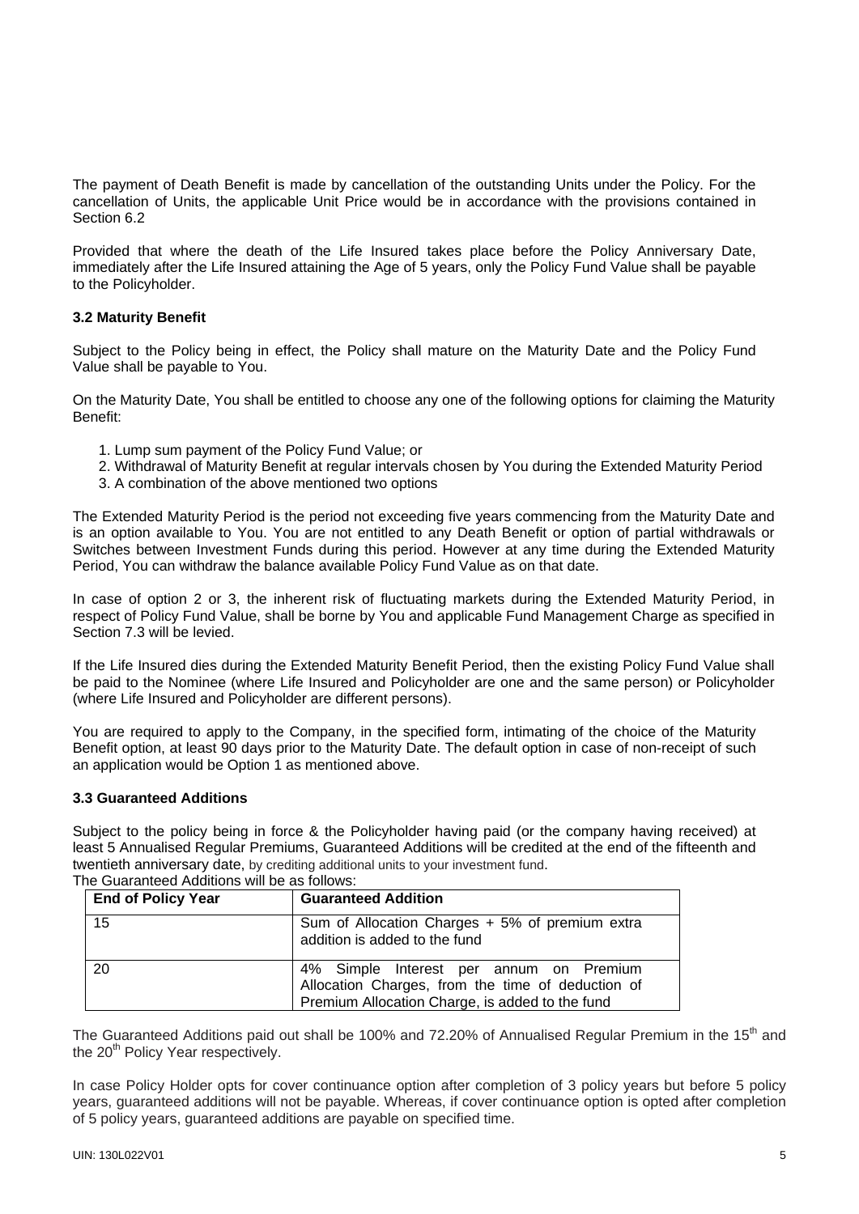The payment of Death Benefit is made by cancellation of the outstanding Units under the Policy. For the cancellation of Units, the applicable Unit Price would be in accordance with the provisions contained in Section 6.2

Provided that where the death of the Life Insured takes place before the Policy Anniversary Date, immediately after the Life Insured attaining the Age of 5 years, only the Policy Fund Value shall be payable to the Policyholder.

### 3.2 Maturity Benefit

Subject to the Policy being in effect, the Policy shall mature on the Maturity Date and the Policy Fund Value shall be payable to You.

On the Maturity Date, You shall be entitled to choose any one of the following options for claiming the Maturity Benefit:

1. Lump sum payment of the Policy Fund Value; or
2. Withdrawal of Maturity Benefit at regular intervals chosen by You during the Extended Maturity Period
3. A combination of the above mentioned two options

The Extended Maturity Period is the period not exceeding five years commencing from the Maturity Date and is an option available to You. You are not entitled to any Death Benefit or option of partial withdrawals or Switches between Investment Funds during this period. However at any time during the Extended Maturity Period, You can withdraw the balance available Policy Fund Value as on that date.

In case of option 2 or 3, the inherent risk of fluctuating markets during the Extended Maturity Period, in respect of Policy Fund Value, shall be borne by You and applicable Fund Management Charge as specified in Section 7.3 will be levied.

If the Life Insured dies during the Extended Maturity Benefit Period, then the existing Policy Fund Value shall be paid to the Nominee (where Life Insured and Policyholder are one and the same person) or Policyholder (where Life Insured and Policyholder are different persons).

You are required to apply to the Company, in the specified form, intimating of the choice of the Maturity Benefit option, at least 90 days prior to the Maturity Date. The default option in case of non-receipt of such an application would be Option 1 as mentioned above.

### 3.3 Guaranteed Additions

Subject to the policy being in force & the Policyholder having paid (or the company having received) at least 5 Annualised Regular Premiums, Guaranteed Additions will be credited at the end of the fifteenth and twentieth anniversary date, by crediting additional units to your investment fund.

The Guaranteed Additions will be as follows:

| End of Policy Year | Guaranteed Addition |
|---|---|
| 15 | Sum of Allocation Charges + 5% of premium extra addition is added to the fund |
| 20 | 4% Simple Interest per annum on Premium Allocation Charges, from the time of deduction of Premium Allocation Charge, is added to the fund |

The Guaranteed Additions paid out shall be 100% and 72.20% of Annualised Regular Premium in the 15th and the 20th Policy Year respectively.

In case Policy Holder opts for cover continuance option after completion of 3 policy years but before 5 policy years, guaranteed additions will not be payable. Whereas, if cover continuance option is opted after completion of 5 policy years, guaranteed additions are payable on specified time.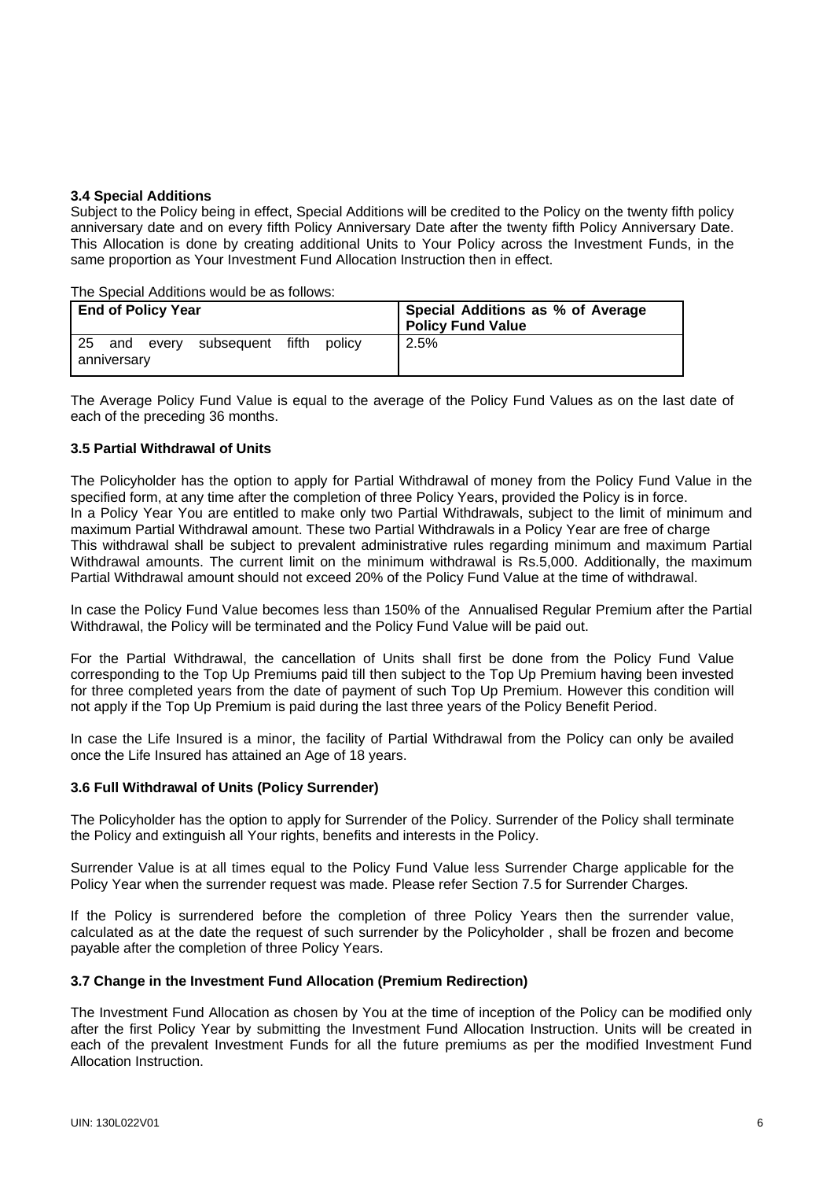### 3.4 Special Additions

Subject to the Policy being in effect, Special Additions will be credited to the Policy on the twenty fifth policy anniversary date and on every fifth Policy Anniversary Date after the twenty fifth Policy Anniversary Date. This Allocation is done by creating additional Units to Your Policy across the Investment Funds, in the same proportion as Your Investment Fund Allocation Instruction then in effect.

The Special Additions would be as follows:

| End of Policy Year | Special Additions as % of Average Policy Fund Value |
|---|---|
| 25 and every subsequent fifth policy anniversary | 2.5% |

The Average Policy Fund Value is equal to the average of the Policy Fund Values as on the last date of each of the preceding 36 months.

### 3.5 Partial Withdrawal of Units

The Policyholder has the option to apply for Partial Withdrawal of money from the Policy Fund Value in the specified form, at any time after the completion of three Policy Years, provided the Policy is in force.
In a Policy Year You are entitled to make only two Partial Withdrawals, subject to the limit of minimum and maximum Partial Withdrawal amount. These two Partial Withdrawals in a Policy Year are free of charge
This withdrawal shall be subject to prevalent administrative rules regarding minimum and maximum Partial Withdrawal amounts. The current limit on the minimum withdrawal is Rs.5,000. Additionally, the maximum Partial Withdrawal amount should not exceed 20% of the Policy Fund Value at the time of withdrawal.

In case the Policy Fund Value becomes less than 150% of the Annualised Regular Premium after the Partial Withdrawal, the Policy will be terminated and the Policy Fund Value will be paid out.

For the Partial Withdrawal, the cancellation of Units shall first be done from the Policy Fund Value corresponding to the Top Up Premiums paid till then subject to the Top Up Premium having been invested for three completed years from the date of payment of such Top Up Premium. However this condition will not apply if the Top Up Premium is paid during the last three years of the Policy Benefit Period.

In case the Life Insured is a minor, the facility of Partial Withdrawal from the Policy can only be availed once the Life Insured has attained an Age of 18 years.

### 3.6 Full Withdrawal of Units (Policy Surrender)

The Policyholder has the option to apply for Surrender of the Policy. Surrender of the Policy shall terminate the Policy and extinguish all Your rights, benefits and interests in the Policy.

Surrender Value is at all times equal to the Policy Fund Value less Surrender Charge applicable for the Policy Year when the surrender request was made. Please refer Section 7.5 for Surrender Charges.

If the Policy is surrendered before the completion of three Policy Years then the surrender value, calculated as at the date the request of such surrender by the Policyholder , shall be frozen and become payable after the completion of three Policy Years.

### 3.7 Change in the Investment Fund Allocation (Premium Redirection)

The Investment Fund Allocation as chosen by You at the time of inception of the Policy can be modified only after the first Policy Year by submitting the Investment Fund Allocation Instruction. Units will be created in each of the prevalent Investment Funds for all the future premiums as per the modified Investment Fund Allocation Instruction.

UIN: 130L022V01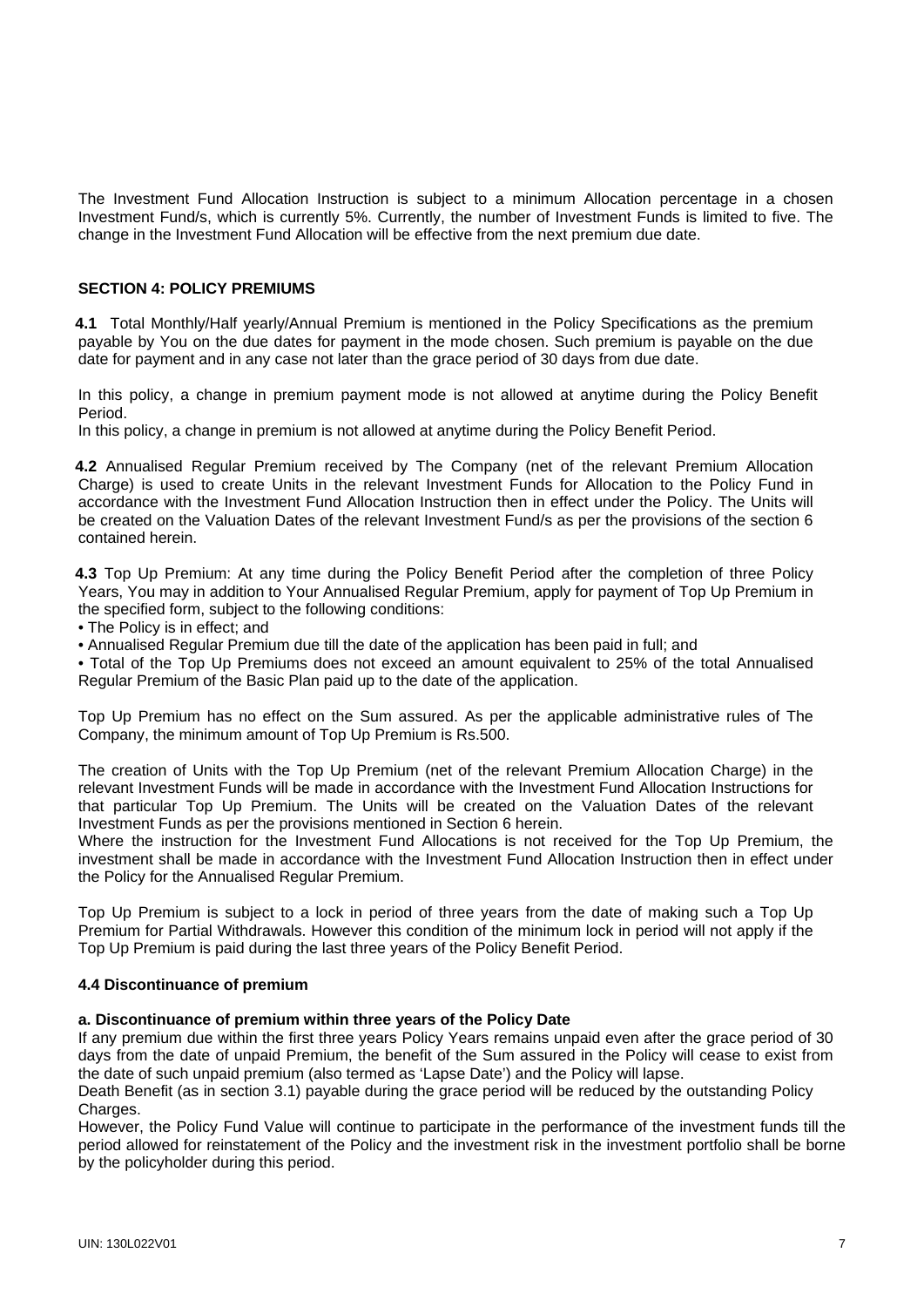The Investment Fund Allocation Instruction is subject to a minimum Allocation percentage in a chosen Investment Fund/s, which is currently 5%. Currently, the number of Investment Funds is limited to five. The change in the Investment Fund Allocation will be effective from the next premium due date.

## SECTION 4: POLICY PREMIUMS

**4.1** Total Monthly/Half yearly/Annual Premium is mentioned in the Policy Specifications as the premium payable by You on the due dates for payment in the mode chosen. Such premium is payable on the due date for payment and in any case not later than the grace period of 30 days from due date.

In this policy, a change in premium payment mode is not allowed at anytime during the Policy Benefit Period.

In this policy, a change in premium is not allowed at anytime during the Policy Benefit Period.

**4.2** Annualised Regular Premium received by The Company (net of the relevant Premium Allocation Charge) is used to create Units in the relevant Investment Funds for Allocation to the Policy Fund in accordance with the Investment Fund Allocation Instruction then in effect under the Policy. The Units will be created on the Valuation Dates of the relevant Investment Fund/s as per the provisions of the section 6 contained herein.

**4.3** Top Up Premium: At any time during the Policy Benefit Period after the completion of three Policy Years, You may in addition to Your Annualised Regular Premium, apply for payment of Top Up Premium in the specified form, subject to the following conditions:

- The Policy is in effect; and
- Annualised Regular Premium due till the date of the application has been paid in full; and
- Total of the Top Up Premiums does not exceed an amount equivalent to 25% of the total Annualised Regular Premium of the Basic Plan paid up to the date of the application.

Top Up Premium has no effect on the Sum assured. As per the applicable administrative rules of The Company, the minimum amount of Top Up Premium is Rs.500.

The creation of Units with the Top Up Premium (net of the relevant Premium Allocation Charge) in the relevant Investment Funds will be made in accordance with the Investment Fund Allocation Instructions for that particular Top Up Premium. The Units will be created on the Valuation Dates of the relevant Investment Funds as per the provisions mentioned in Section 6 herein.

Where the instruction for the Investment Fund Allocations is not received for the Top Up Premium, the investment shall be made in accordance with the Investment Fund Allocation Instruction then in effect under the Policy for the Annualised Regular Premium.

Top Up Premium is subject to a lock in period of three years from the date of making such a Top Up Premium for Partial Withdrawals. However this condition of the minimum lock in period will not apply if the Top Up Premium is paid during the last three years of the Policy Benefit Period.

### 4.4 Discontinuance of premium

**a. Discontinuance of premium within three years of the Policy Date**

If any premium due within the first three years Policy Years remains unpaid even after the grace period of 30 days from the date of unpaid Premium, the benefit of the Sum assured in the Policy will cease to exist from the date of such unpaid premium (also termed as 'Lapse Date') and the Policy will lapse.

Death Benefit (as in section 3.1) payable during the grace period will be reduced by the outstanding Policy Charges.

However, the Policy Fund Value will continue to participate in the performance of the investment funds till the period allowed for reinstatement of the Policy and the investment risk in the investment portfolio shall be borne by the policyholder during this period.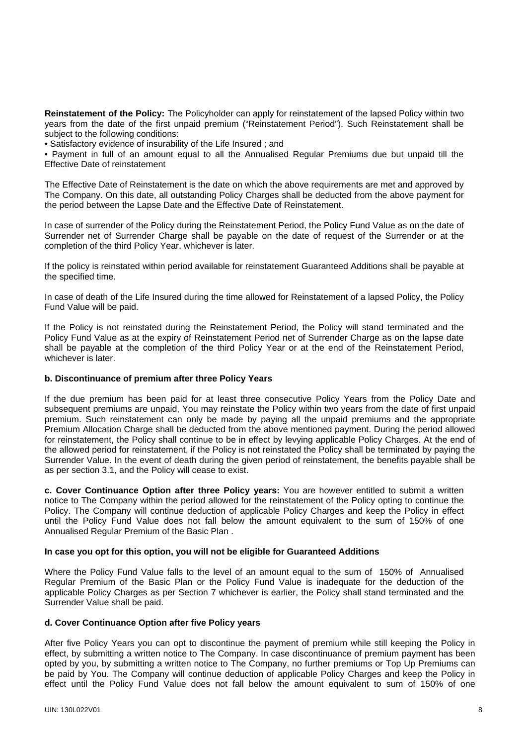**Reinstatement of the Policy:** The Policyholder can apply for reinstatement of the lapsed Policy within two years from the date of the first unpaid premium ("Reinstatement Period"). Such Reinstatement shall be subject to the following conditions:

- Satisfactory evidence of insurability of the Life Insured ; and
- Payment in full of an amount equal to all the Annualised Regular Premiums due but unpaid till the Effective Date of reinstatement

The Effective Date of Reinstatement is the date on which the above requirements are met and approved by The Company. On this date, all outstanding Policy Charges shall be deducted from the above payment for the period between the Lapse Date and the Effective Date of Reinstatement.

In case of surrender of the Policy during the Reinstatement Period, the Policy Fund Value as on the date of Surrender net of Surrender Charge shall be payable on the date of request of the Surrender or at the completion of the third Policy Year, whichever is later.

If the policy is reinstated within period available for reinstatement Guaranteed Additions shall be payable at the specified time.

In case of death of the Life Insured during the time allowed for Reinstatement of a lapsed Policy, the Policy Fund Value will be paid.

If the Policy is not reinstated during the Reinstatement Period, the Policy will stand terminated and the Policy Fund Value as at the expiry of Reinstatement Period net of Surrender Charge as on the lapse date shall be payable at the completion of the third Policy Year or at the end of the Reinstatement Period, whichever is later.

**b. Discontinuance of premium after three Policy Years**

If the due premium has been paid for at least three consecutive Policy Years from the Policy Date and subsequent premiums are unpaid, You may reinstate the Policy within two years from the date of first unpaid premium. Such reinstatement can only be made by paying all the unpaid premiums and the appropriate Premium Allocation Charge shall be deducted from the above mentioned payment. During the period allowed for reinstatement, the Policy shall continue to be in effect by levying applicable Policy Charges. At the end of the allowed period for reinstatement, if the Policy is not reinstated the Policy shall be terminated by paying the Surrender Value. In the event of death during the given period of reinstatement, the benefits payable shall be as per section 3.1, and the Policy will cease to exist.

**c. Cover Continuance Option after three Policy years:** You are however entitled to submit a written notice to The Company within the period allowed for the reinstatement of the Policy opting to continue the Policy. The Company will continue deduction of applicable Policy Charges and keep the Policy in effect until the Policy Fund Value does not fall below the amount equivalent to the sum of 150% of one Annualised Regular Premium of the Basic Plan .

**In case you opt for this option, you will not be eligible for Guaranteed Additions**

Where the Policy Fund Value falls to the level of an amount equal to the sum of 150% of Annualised Regular Premium of the Basic Plan or the Policy Fund Value is inadequate for the deduction of the applicable Policy Charges as per Section 7 whichever is earlier, the Policy shall stand terminated and the Surrender Value shall be paid.

**d. Cover Continuance Option after five Policy years**

After five Policy Years you can opt to discontinue the payment of premium while still keeping the Policy in effect, by submitting a written notice to The Company. In case discontinuance of premium payment has been opted by you, by submitting a written notice to The Company, no further premiums or Top Up Premiums can be paid by You. The Company will continue deduction of applicable Policy Charges and keep the Policy in effect until the Policy Fund Value does not fall below the amount equivalent to sum of 150% of one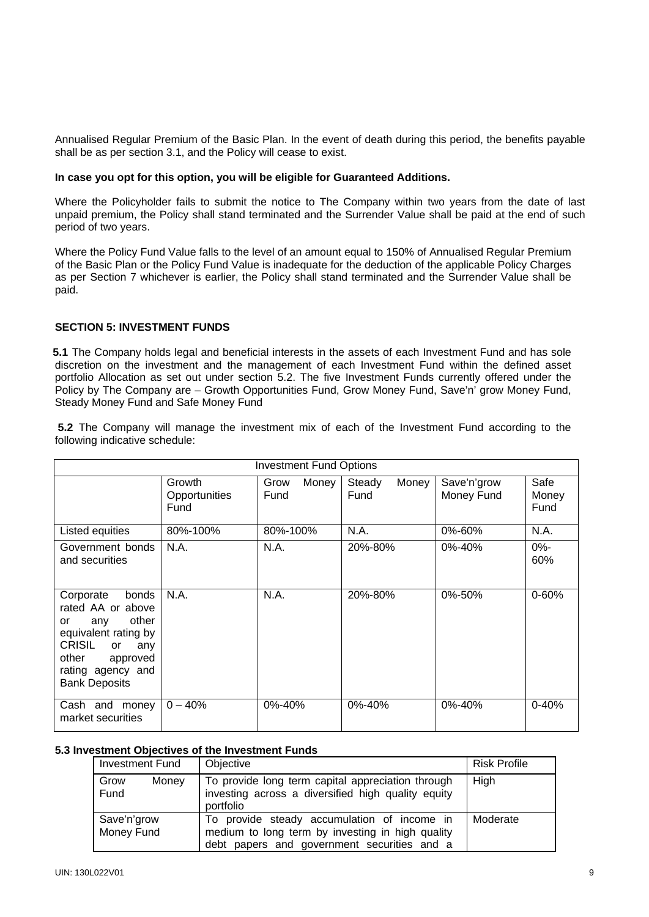Annualised Regular Premium of the Basic Plan. In the event of death during this period, the benefits payable shall be as per section 3.1, and the Policy will cease to exist.

**In case you opt for this option, you will be eligible for Guaranteed Additions.**

Where the Policyholder fails to submit the notice to The Company within two years from the date of last unpaid premium, the Policy shall stand terminated and the Surrender Value shall be paid at the end of such period of two years.

Where the Policy Fund Value falls to the level of an amount equal to 150% of Annualised Regular Premium of the Basic Plan or the Policy Fund Value is inadequate for the deduction of the applicable Policy Charges as per Section 7 whichever is earlier, the Policy shall stand terminated and the Surrender Value shall be paid.

## SECTION 5: INVESTMENT FUNDS

**5.1** The Company holds legal and beneficial interests in the assets of each Investment Fund and has sole discretion on the investment and the management of each Investment Fund within the defined asset portfolio Allocation as set out under section 5.2. The five Investment Funds currently offered under the Policy by The Company are – Growth Opportunities Fund, Grow Money Fund, Save'n' grow Money Fund, Steady Money Fund and Safe Money Fund

**5.2** The Company will manage the investment mix of each of the Investment Fund according to the following indicative schedule:

| Investment Fund Options | | | | | |
|---|---|---|---|---|---|
| | Growth Opportunities Fund | Grow Money Fund | Steady Money Fund | Save'n'grow Money Fund | Safe Money Fund |
| Listed equities | 80%-100% | 80%-100% | N.A. | 0%-60% | N.A. |
| Government bonds and securities | N.A. | N.A. | 20%-80% | 0%-40% | 0%-60% |
| Corporate bonds rated AA or above or any other equivalent rating by CRISIL or any other approved rating agency and Bank Deposits | N.A. | N.A. | 20%-80% | 0%-50% | 0-60% |
| Cash and money market securities | 0 – 40% | 0%-40% | 0%-40% | 0%-40% | 0-40% |

**5.3 Investment Objectives of the Investment Funds**

| Investment Fund | Objective | Risk Profile |
|---|---|---|
| Grow Money Fund | To provide long term capital appreciation through investing across a diversified high quality equity portfolio | High |
| Save'n'grow Money Fund | To provide steady accumulation of income in medium to long term by investing in high quality debt papers and government securities and a | Moderate |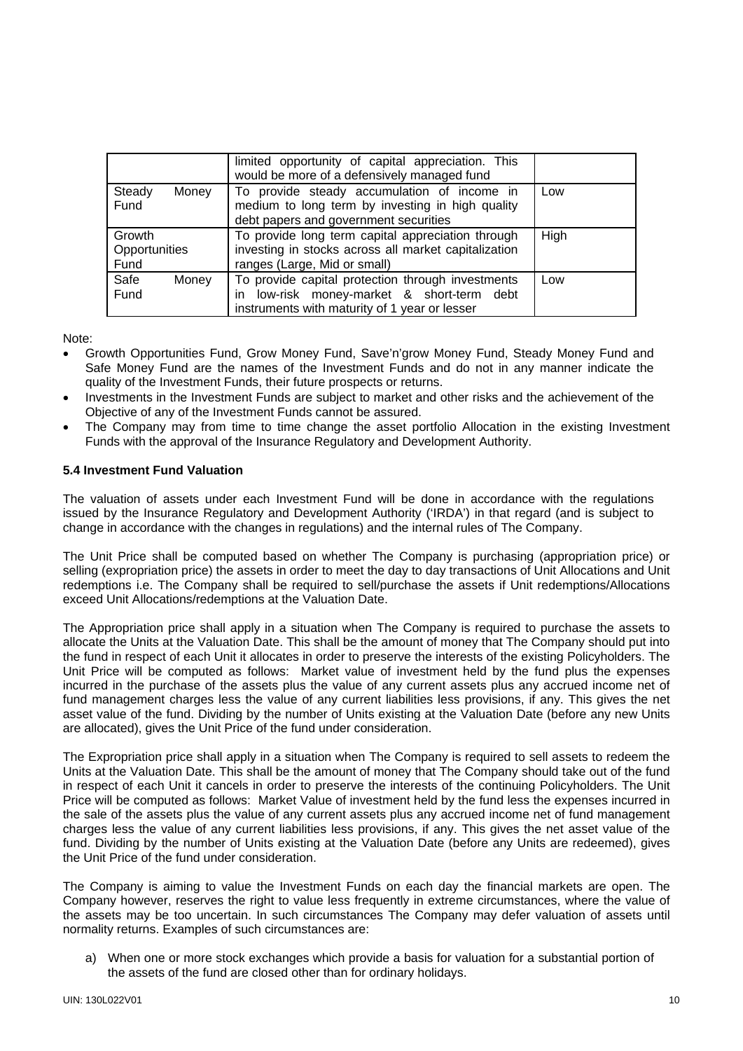|  |  |  |
|---|---|---|
|  | limited opportunity of capital appreciation. This would be more of a defensively managed fund |  |
| Steady Money Fund | To provide steady accumulation of income in medium to long term by investing in high quality debt papers and government securities | Low |
| Growth Opportunities Fund | To provide long term capital appreciation through investing in stocks across all market capitalization ranges (Large, Mid or small) | High |
| Safe Money Fund | To provide capital protection through investments in low-risk money-market & short-term debt instruments with maturity of 1 year or lesser | Low |

Note:

- Growth Opportunities Fund, Grow Money Fund, Save'n'grow Money Fund, Steady Money Fund and Safe Money Fund are the names of the Investment Funds and do not in any manner indicate the quality of the Investment Funds, their future prospects or returns.
- Investments in the Investment Funds are subject to market and other risks and the achievement of the Objective of any of the Investment Funds cannot be assured.
- The Company may from time to time change the asset portfolio Allocation in the existing Investment Funds with the approval of the Insurance Regulatory and Development Authority.

**5.4 Investment Fund Valuation**

The valuation of assets under each Investment Fund will be done in accordance with the regulations issued by the Insurance Regulatory and Development Authority ('IRDA') in that regard (and is subject to change in accordance with the changes in regulations) and the internal rules of The Company.

The Unit Price shall be computed based on whether The Company is purchasing (appropriation price) or selling (expropriation price) the assets in order to meet the day to day transactions of Unit Allocations and Unit redemptions i.e. The Company shall be required to sell/purchase the assets if Unit redemptions/Allocations exceed Unit Allocations/redemptions at the Valuation Date.

The Appropriation price shall apply in a situation when The Company is required to purchase the assets to allocate the Units at the Valuation Date. This shall be the amount of money that The Company should put into the fund in respect of each Unit it allocates in order to preserve the interests of the existing Policyholders. The Unit Price will be computed as follows: Market value of investment held by the fund plus the expenses incurred in the purchase of the assets plus the value of any current assets plus any accrued income net of fund management charges less the value of any current liabilities less provisions, if any. This gives the net asset value of the fund. Dividing by the number of Units existing at the Valuation Date (before any new Units are allocated), gives the Unit Price of the fund under consideration.

The Expropriation price shall apply in a situation when The Company is required to sell assets to redeem the Units at the Valuation Date. This shall be the amount of money that The Company should take out of the fund in respect of each Unit it cancels in order to preserve the interests of the continuing Policyholders. The Unit Price will be computed as follows: Market Value of investment held by the fund less the expenses incurred in the sale of the assets plus the value of any current assets plus any accrued income net of fund management charges less the value of any current liabilities less provisions, if any. This gives the net asset value of the fund. Dividing by the number of Units existing at the Valuation Date (before any Units are redeemed), gives the Unit Price of the fund under consideration.

The Company is aiming to value the Investment Funds on each day the financial markets are open. The Company however, reserves the right to value less frequently in extreme circumstances, where the value of the assets may be too uncertain. In such circumstances The Company may defer valuation of assets until normality returns. Examples of such circumstances are:

a) When one or more stock exchanges which provide a basis for valuation for a substantial portion of the assets of the fund are closed other than for ordinary holidays.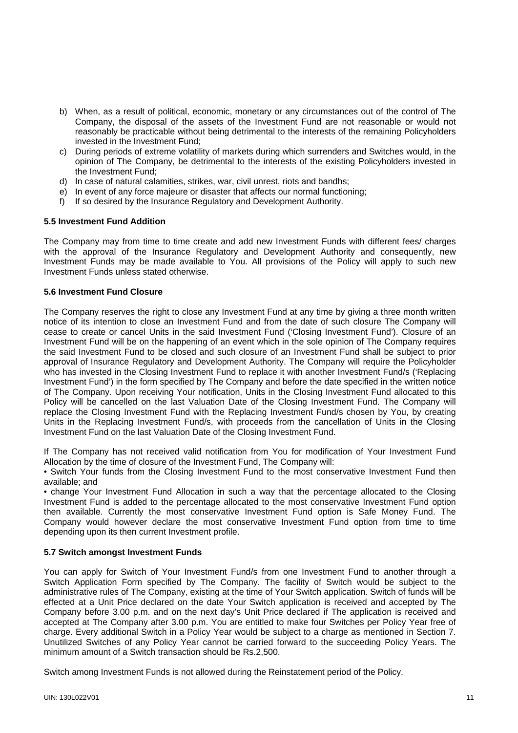b) When, as a result of political, economic, monetary or any circumstances out of the control of The Company, the disposal of the assets of the Investment Fund are not reasonable or would not reasonably be practicable without being detrimental to the interests of the remaining Policyholders invested in the Investment Fund;
c) During periods of extreme volatility of markets during which surrenders and Switches would, in the opinion of The Company, be detrimental to the interests of the existing Policyholders invested in the Investment Fund;
d) In case of natural calamities, strikes, war, civil unrest, riots and bandhs;
e) In event of any force majeure or disaster that affects our normal functioning;
f) If so desired by the Insurance Regulatory and Development Authority.

**5.5 Investment Fund Addition**

The Company may from time to time create and add new Investment Funds with different fees/ charges with the approval of the Insurance Regulatory and Development Authority and consequently, new Investment Funds may be made available to You. All provisions of the Policy will apply to such new Investment Funds unless stated otherwise.

**5.6 Investment Fund Closure**

The Company reserves the right to close any Investment Fund at any time by giving a three month written notice of its intention to close an Investment Fund and from the date of such closure The Company will cease to create or cancel Units in the said Investment Fund ('Closing Investment Fund'). Closure of an Investment Fund will be on the happening of an event which in the sole opinion of The Company requires the said Investment Fund to be closed and such closure of an Investment Fund shall be subject to prior approval of Insurance Regulatory and Development Authority. The Company will require the Policyholder who has invested in the Closing Investment Fund to replace it with another Investment Fund/s ('Replacing Investment Fund') in the form specified by The Company and before the date specified in the written notice of The Company. Upon receiving Your notification, Units in the Closing Investment Fund allocated to this Policy will be cancelled on the last Valuation Date of the Closing Investment Fund. The Company will replace the Closing Investment Fund with the Replacing Investment Fund/s chosen by You, by creating Units in the Replacing Investment Fund/s, with proceeds from the cancellation of Units in the Closing Investment Fund on the last Valuation Date of the Closing Investment Fund.

If The Company has not received valid notification from You for modification of Your Investment Fund Allocation by the time of closure of the Investment Fund, The Company will:

• Switch Your funds from the Closing Investment Fund to the most conservative Investment Fund then available; and

• change Your Investment Fund Allocation in such a way that the percentage allocated to the Closing Investment Fund is added to the percentage allocated to the most conservative Investment Fund option then available. Currently the most conservative Investment Fund option is Safe Money Fund. The Company would however declare the most conservative Investment Fund option from time to time depending upon its then current Investment profile.

**5.7 Switch amongst Investment Funds**

You can apply for Switch of Your Investment Fund/s from one Investment Fund to another through a Switch Application Form specified by The Company. The facility of Switch would be subject to the administrative rules of The Company, existing at the time of Your Switch application. Switch of funds will be effected at a Unit Price declared on the date Your Switch application is received and accepted by The Company before 3.00 p.m. and on the next day's Unit Price declared if The application is received and accepted at The Company after 3.00 p.m. You are entitled to make four Switches per Policy Year free of charge. Every additional Switch in a Policy Year would be subject to a charge as mentioned in Section 7. Unutilized Switches of any Policy Year cannot be carried forward to the succeeding Policy Years. The minimum amount of a Switch transaction should be Rs.2,500.

Switch among Investment Funds is not allowed during the Reinstatement period of the Policy.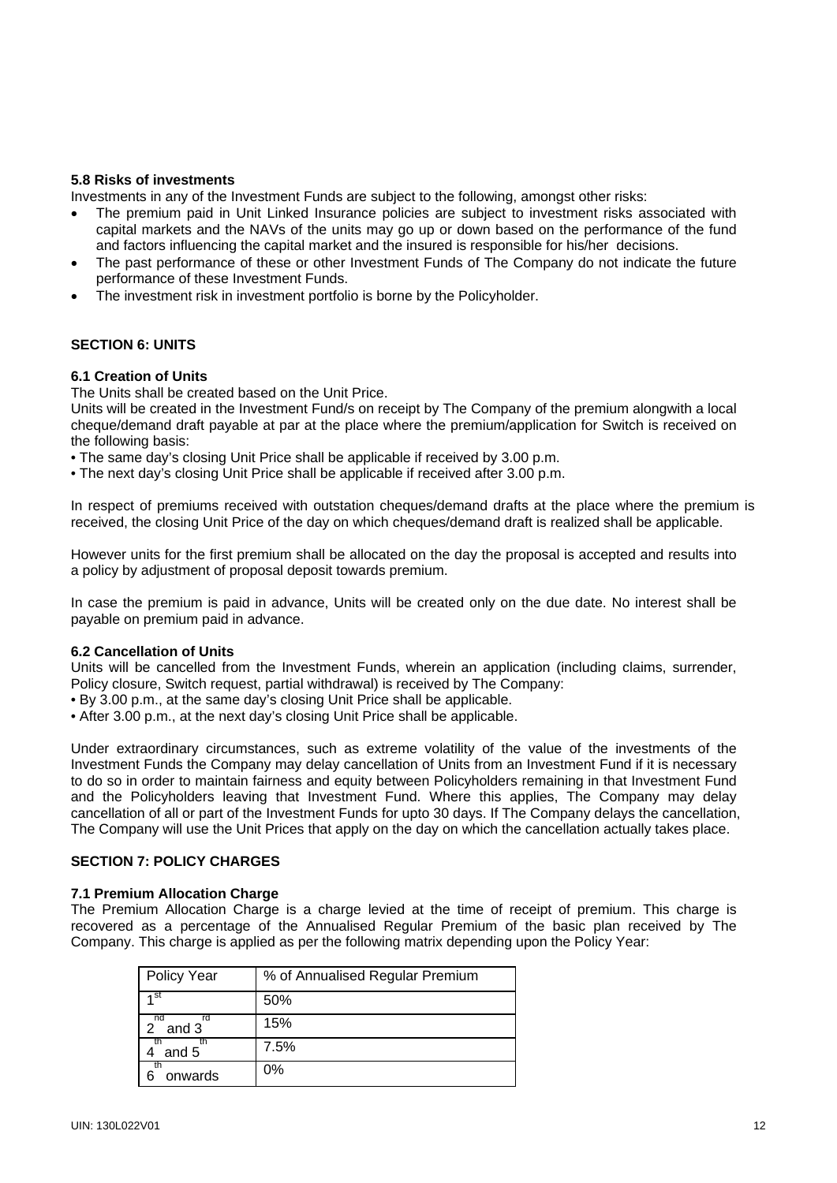### 5.8 Risks of investments

Investments in any of the Investment Funds are subject to the following, amongst other risks:

- The premium paid in Unit Linked Insurance policies are subject to investment risks associated with capital markets and the NAVs of the units may go up or down based on the performance of the fund and factors influencing the capital market and the insured is responsible for his/her decisions.
- The past performance of these or other Investment Funds of The Company do not indicate the future performance of these Investment Funds.
- The investment risk in investment portfolio is borne by the Policyholder.

## SECTION 6: UNITS

### 6.1 Creation of Units

The Units shall be created based on the Unit Price.

Units will be created in the Investment Fund/s on receipt by The Company of the premium alongwith a local cheque/demand draft payable at par at the place where the premium/application for Switch is received on the following basis:

- The same day's closing Unit Price shall be applicable if received by 3.00 p.m.
- The next day's closing Unit Price shall be applicable if received after 3.00 p.m.

In respect of premiums received with outstation cheques/demand drafts at the place where the premium is received, the closing Unit Price of the day on which cheques/demand draft is realized shall be applicable.

However units for the first premium shall be allocated on the day the proposal is accepted and results into a policy by adjustment of proposal deposit towards premium.

In case the premium is paid in advance, Units will be created only on the due date. No interest shall be payable on premium paid in advance.

### 6.2 Cancellation of Units

Units will be cancelled from the Investment Funds, wherein an application (including claims, surrender, Policy closure, Switch request, partial withdrawal) is received by The Company:

- By 3.00 p.m., at the same day's closing Unit Price shall be applicable.
- After 3.00 p.m., at the next day's closing Unit Price shall be applicable.

Under extraordinary circumstances, such as extreme volatility of the value of the investments of the Investment Funds the Company may delay cancellation of Units from an Investment Fund if it is necessary to do so in order to maintain fairness and equity between Policyholders remaining in that Investment Fund and the Policyholders leaving that Investment Fund. Where this applies, The Company may delay cancellation of all or part of the Investment Funds for upto 30 days. If The Company delays the cancellation, The Company will use the Unit Prices that apply on the day on which the cancellation actually takes place.

## SECTION 7: POLICY CHARGES

### 7.1 Premium Allocation Charge

The Premium Allocation Charge is a charge levied at the time of receipt of premium. This charge is recovered as a percentage of the Annualised Regular Premium of the basic plan received by The Company. This charge is applied as per the following matrix depending upon the Policy Year:

| Policy Year | % of Annualised Regular Premium |
|---|---|
| 1st | 50% |
| 2nd and 3rd | 15% |
| 4th and 5th | 7.5% |
| 6th onwards | 0% |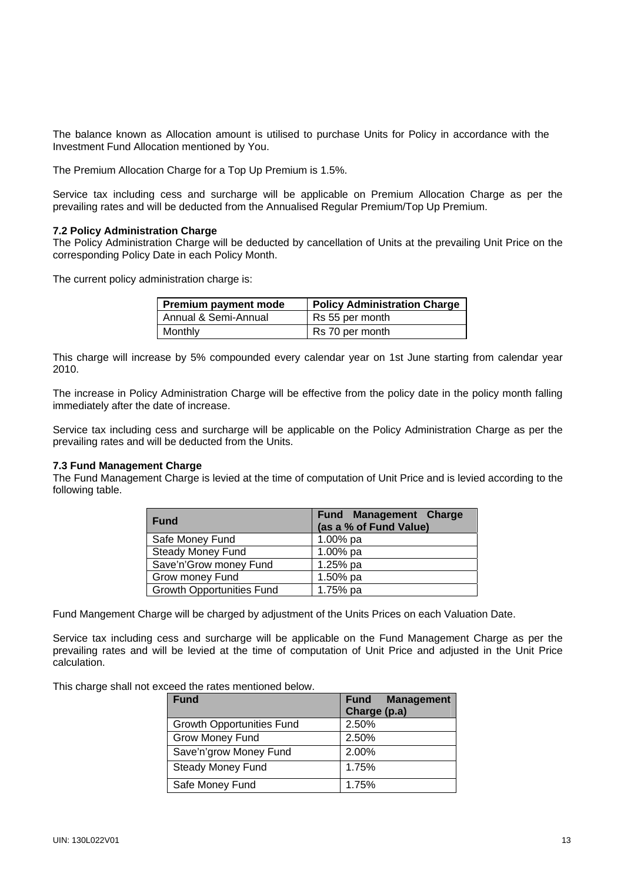The balance known as Allocation amount is utilised to purchase Units for Policy in accordance with the Investment Fund Allocation mentioned by You.

The Premium Allocation Charge for a Top Up Premium is 1.5%.

Service tax including cess and surcharge will be applicable on Premium Allocation Charge as per the prevailing rates and will be deducted from the Annualised Regular Premium/Top Up Premium.

**7.2 Policy Administration Charge**

The Policy Administration Charge will be deducted by cancellation of Units at the prevailing Unit Price on the corresponding Policy Date in each Policy Month.

The current policy administration charge is:

| Premium payment mode | Policy Administration Charge |
|---|---|
| Annual & Semi-Annual | Rs 55 per month |
| Monthly | Rs 70 per month |

This charge will increase by 5% compounded every calendar year on 1st June starting from calendar year 2010.

The increase in Policy Administration Charge will be effective from the policy date in the policy month falling immediately after the date of increase.

Service tax including cess and surcharge will be applicable on the Policy Administration Charge as per the prevailing rates and will be deducted from the Units.

**7.3 Fund Management Charge**

The Fund Management Charge is levied at the time of computation of Unit Price and is levied according to the following table.

| Fund | Fund Management Charge (as a % of Fund Value) |
|---|---|
| Safe Money Fund | 1.00% pa |
| Steady Money Fund | 1.00% pa |
| Save'n'Grow money Fund | 1.25% pa |
| Grow money Fund | 1.50% pa |
| Growth Opportunities Fund | 1.75% pa |

Fund Mangement Charge will be charged by adjustment of the Units Prices on each Valuation Date.

Service tax including cess and surcharge will be applicable on the Fund Management Charge as per the prevailing rates and will be levied at the time of computation of Unit Price and adjusted in the Unit Price calculation.

This charge shall not exceed the rates mentioned below.

| Fund | Fund Management Charge (p.a) |
|---|---|
| Growth Opportunities Fund | 2.50% |
| Grow Money Fund | 2.50% |
| Save'n'grow Money Fund | 2.00% |
| Steady Money Fund | 1.75% |
| Safe Money Fund | 1.75% |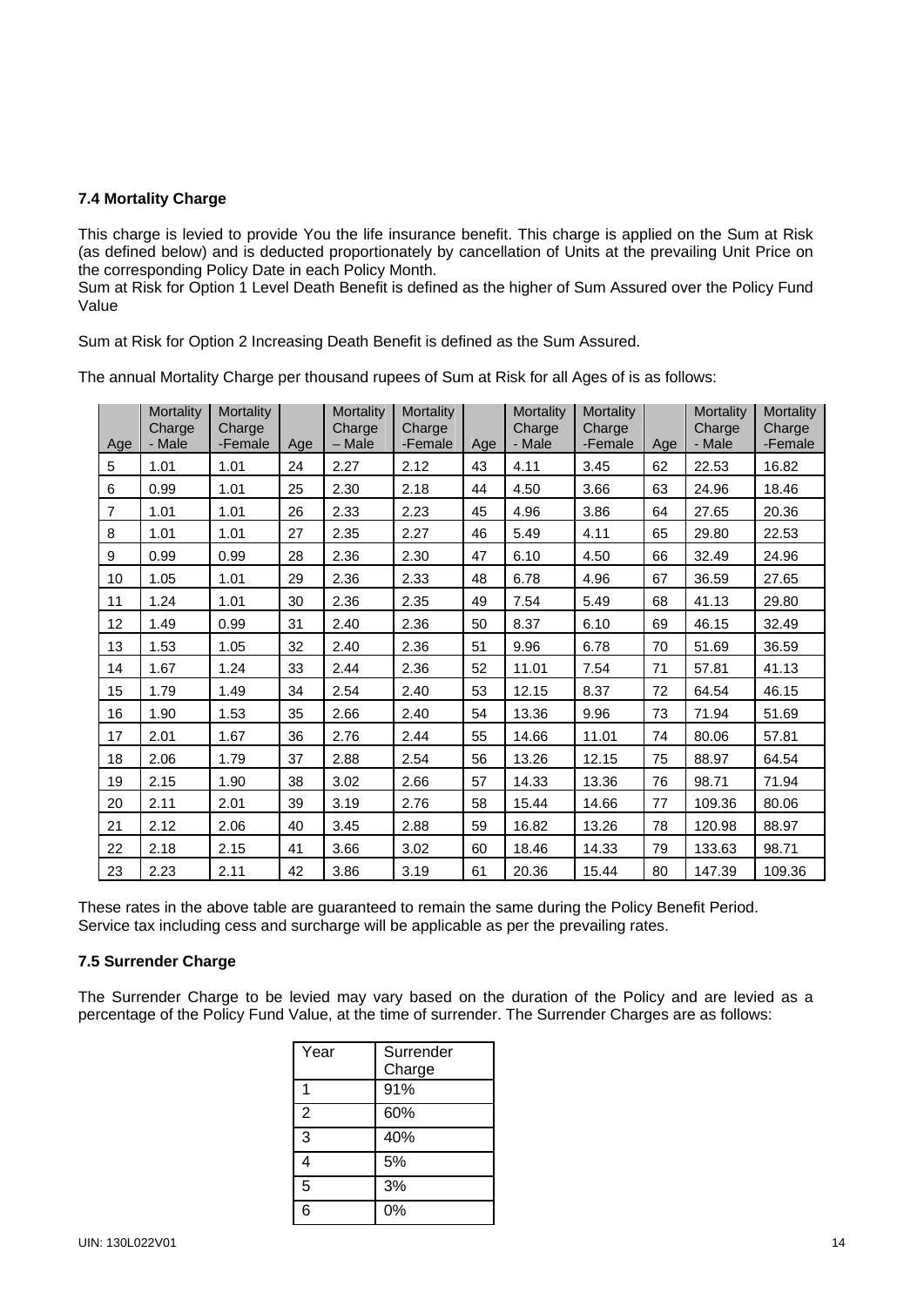### 7.4 Mortality Charge

This charge is levied to provide You the life insurance benefit. This charge is applied on the Sum at Risk (as defined below) and is deducted proportionately by cancellation of Units at the prevailing Unit Price on the corresponding Policy Date in each Policy Month.
Sum at Risk for Option 1 Level Death Benefit is defined as the higher of Sum Assured over the Policy Fund Value

Sum at Risk for Option 2 Increasing Death Benefit is defined as the Sum Assured.

The annual Mortality Charge per thousand rupees of Sum at Risk for all Ages of is as follows:

| Age | Mortality Charge - Male | Mortality Charge -Female | Age | Mortality Charge – Male | Mortality Charge -Female | Age | Mortality Charge - Male | Mortality Charge -Female | Age | Mortality Charge - Male | Mortality Charge -Female |
|---|---|---|---|---|---|---|---|---|---|---|---|
| 5 | 1.01 | 1.01 | 24 | 2.27 | 2.12 | 43 | 4.11 | 3.45 | 62 | 22.53 | 16.82 |
| 6 | 0.99 | 1.01 | 25 | 2.30 | 2.18 | 44 | 4.50 | 3.66 | 63 | 24.96 | 18.46 |
| 7 | 1.01 | 1.01 | 26 | 2.33 | 2.23 | 45 | 4.96 | 3.86 | 64 | 27.65 | 20.36 |
| 8 | 1.01 | 1.01 | 27 | 2.35 | 2.27 | 46 | 5.49 | 4.11 | 65 | 29.80 | 22.53 |
| 9 | 0.99 | 0.99 | 28 | 2.36 | 2.30 | 47 | 6.10 | 4.50 | 66 | 32.49 | 24.96 |
| 10 | 1.05 | 1.01 | 29 | 2.36 | 2.33 | 48 | 6.78 | 4.96 | 67 | 36.59 | 27.65 |
| 11 | 1.24 | 1.01 | 30 | 2.36 | 2.35 | 49 | 7.54 | 5.49 | 68 | 41.13 | 29.80 |
| 12 | 1.49 | 0.99 | 31 | 2.40 | 2.36 | 50 | 8.37 | 6.10 | 69 | 46.15 | 32.49 |
| 13 | 1.53 | 1.05 | 32 | 2.40 | 2.36 | 51 | 9.96 | 6.78 | 70 | 51.69 | 36.59 |
| 14 | 1.67 | 1.24 | 33 | 2.44 | 2.36 | 52 | 11.01 | 7.54 | 71 | 57.81 | 41.13 |
| 15 | 1.79 | 1.49 | 34 | 2.54 | 2.40 | 53 | 12.15 | 8.37 | 72 | 64.54 | 46.15 |
| 16 | 1.90 | 1.53 | 35 | 2.66 | 2.40 | 54 | 13.36 | 9.96 | 73 | 71.94 | 51.69 |
| 17 | 2.01 | 1.67 | 36 | 2.76 | 2.44 | 55 | 14.66 | 11.01 | 74 | 80.06 | 57.81 |
| 18 | 2.06 | 1.79 | 37 | 2.88 | 2.54 | 56 | 13.26 | 12.15 | 75 | 88.97 | 64.54 |
| 19 | 2.15 | 1.90 | 38 | 3.02 | 2.66 | 57 | 14.33 | 13.36 | 76 | 98.71 | 71.94 |
| 20 | 2.11 | 2.01 | 39 | 3.19 | 2.76 | 58 | 15.44 | 14.66 | 77 | 109.36 | 80.06 |
| 21 | 2.12 | 2.06 | 40 | 3.45 | 2.88 | 59 | 16.82 | 13.26 | 78 | 120.98 | 88.97 |
| 22 | 2.18 | 2.15 | 41 | 3.66 | 3.02 | 60 | 18.46 | 14.33 | 79 | 133.63 | 98.71 |
| 23 | 2.23 | 2.11 | 42 | 3.86 | 3.19 | 61 | 20.36 | 15.44 | 80 | 147.39 | 109.36 |

These rates in the above table are guaranteed to remain the same during the Policy Benefit Period.
Service tax including cess and surcharge will be applicable as per the prevailing rates.

### 7.5 Surrender Charge

The Surrender Charge to be levied may vary based on the duration of the Policy and are levied as a percentage of the Policy Fund Value, at the time of surrender. The Surrender Charges are as follows:

| Year | Surrender Charge |
|---|---|
| 1 | 91% |
| 2 | 60% |
| 3 | 40% |
| 4 | 5% |
| 5 | 3% |
| 6 | 0% |

UIN: 130L022V01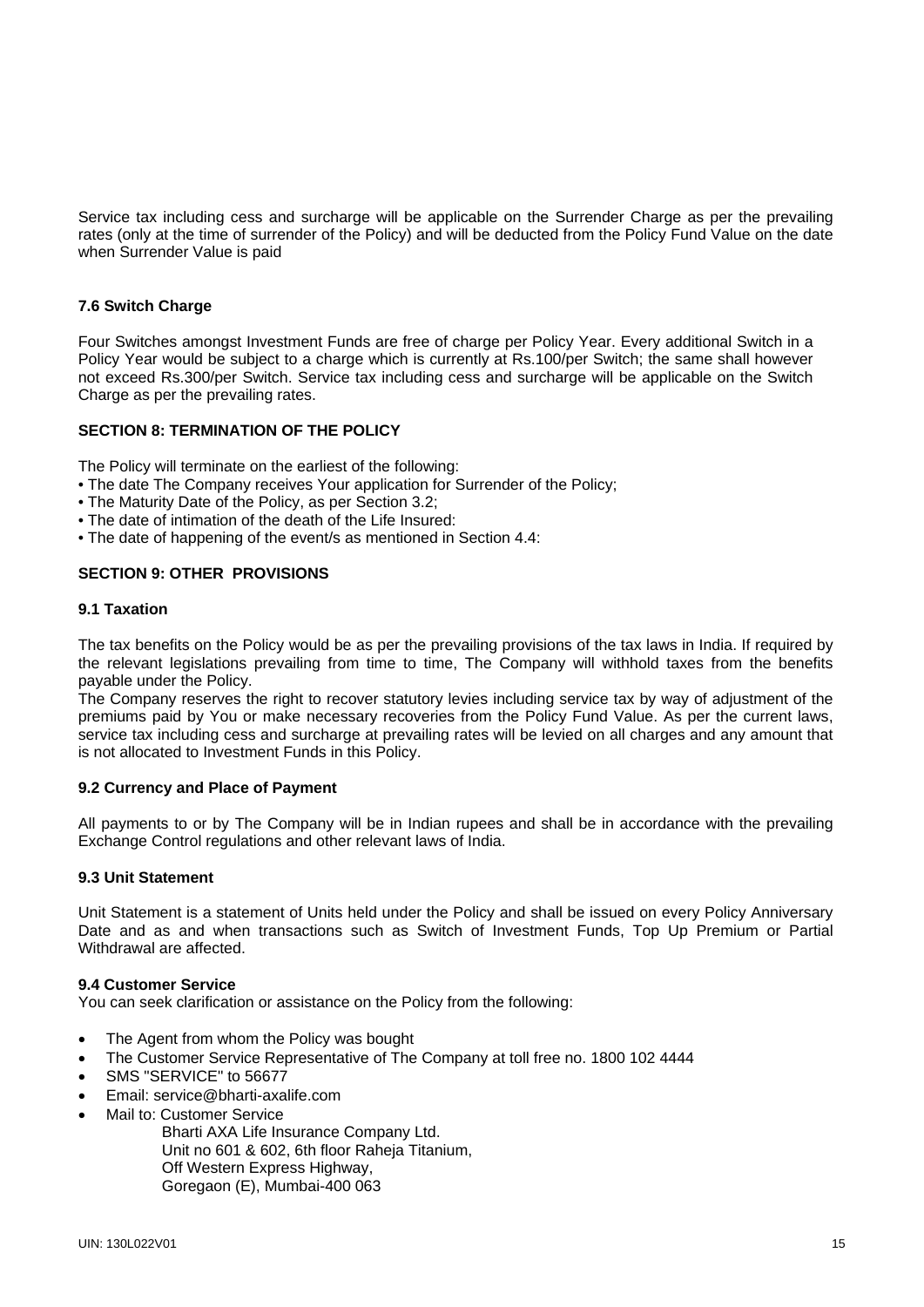Service tax including cess and surcharge will be applicable on the Surrender Charge as per the prevailing rates (only at the time of surrender of the Policy) and will be deducted from the Policy Fund Value on the date when Surrender Value is paid

### 7.6 Switch Charge

Four Switches amongst Investment Funds are free of charge per Policy Year. Every additional Switch in a Policy Year would be subject to a charge which is currently at Rs.100/per Switch; the same shall however not exceed Rs.300/per Switch. Service tax including cess and surcharge will be applicable on the Switch Charge as per the prevailing rates.

## SECTION 8: TERMINATION OF THE POLICY

The Policy will terminate on the earliest of the following:

- The date The Company receives Your application for Surrender of the Policy;
- The Maturity Date of the Policy, as per Section 3.2;
- The date of intimation of the death of the Life Insured:
- The date of happening of the event/s as mentioned in Section 4.4:

## SECTION 9: OTHER PROVISIONS

### 9.1 Taxation

The tax benefits on the Policy would be as per the prevailing provisions of the tax laws in India. If required by the relevant legislations prevailing from time to time, The Company will withhold taxes from the benefits payable under the Policy.

The Company reserves the right to recover statutory levies including service tax by way of adjustment of the premiums paid by You or make necessary recoveries from the Policy Fund Value. As per the current laws, service tax including cess and surcharge at prevailing rates will be levied on all charges and any amount that is not allocated to Investment Funds in this Policy.

### 9.2 Currency and Place of Payment

All payments to or by The Company will be in Indian rupees and shall be in accordance with the prevailing Exchange Control regulations and other relevant laws of India.

### 9.3 Unit Statement

Unit Statement is a statement of Units held under the Policy and shall be issued on every Policy Anniversary Date and as and when transactions such as Switch of Investment Funds, Top Up Premium or Partial Withdrawal are affected.

### 9.4 Customer Service

You can seek clarification or assistance on the Policy from the following:

- The Agent from whom the Policy was bought
- The Customer Service Representative of The Company at toll free no. 1800 102 4444
- SMS "SERVICE" to 56677
- Email: service@bharti-axalife.com
- Mail to: Customer Service
  Bharti AXA Life Insurance Company Ltd.
  Unit no 601 & 602, 6th floor Raheja Titanium,
  Off Western Express Highway,
  Goregaon (E), Mumbai-400 063

UIN: 130L022V01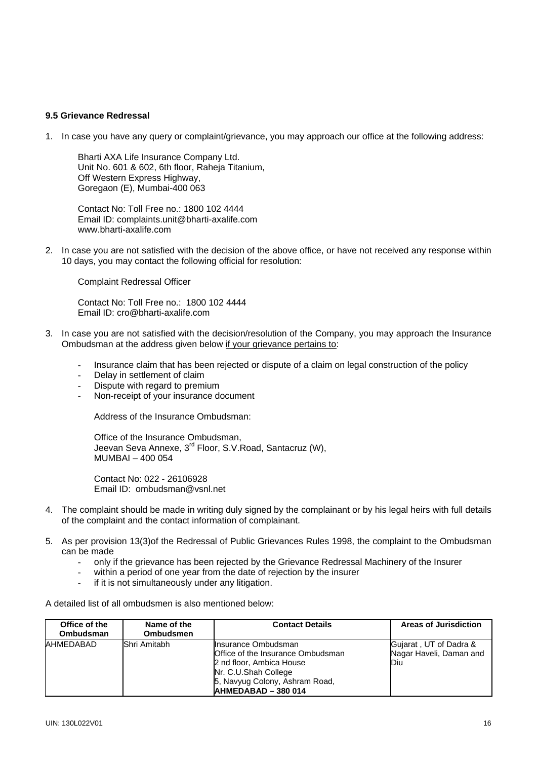### 9.5 Grievance Redressal

1. In case you have any query or complaint/grievance, you may approach our office at the following address:

   Bharti AXA Life Insurance Company Ltd.
   Unit No. 601 & 602, 6th floor, Raheja Titanium,
   Off Western Express Highway,
   Goregaon (E), Mumbai-400 063

   Contact No: Toll Free no.: 1800 102 4444
   Email ID: complaints.unit@bharti-axalife.com
   www.bharti-axalife.com

2. In case you are not satisfied with the decision of the above office, or have not received any response within 10 days, you may contact the following official for resolution:

   Complaint Redressal Officer

   Contact No: Toll Free no.: 1800 102 4444
   Email ID: cro@bharti-axalife.com

3. In case you are not satisfied with the decision/resolution of the Company, you may approach the Insurance Ombudsman at the address given below <u>if your grievance pertains to</u>:

   - Insurance claim that has been rejected or dispute of a claim on legal construction of the policy
   - Delay in settlement of claim
   - Dispute with regard to premium
   - Non-receipt of your insurance document

   Address of the Insurance Ombudsman:

   Office of the Insurance Ombudsman,
   Jeevan Seva Annexe, 3rd Floor, S.V.Road, Santacruz (W),
   MUMBAI – 400 054

   Contact No: 022 - 26106928
   Email ID: ombudsman@vsnl.net

4. The complaint should be made in writing duly signed by the complainant or by his legal heirs with full details of the complaint and the contact information of complainant.

5. As per provision 13(3)of the Redressal of Public Grievances Rules 1998, the complaint to the Ombudsman can be made
   - only if the grievance has been rejected by the Grievance Redressal Machinery of the Insurer
   - within a period of one year from the date of rejection by the insurer
   - if it is not simultaneously under any litigation.

A detailed list of all ombudsmen is also mentioned below:

| Office of the Ombudsman | Name of the Ombudsmen | Contact Details | Areas of Jurisdiction |
|---|---|---|---|
| AHMEDABAD | Shri Amitabh | Insurance Ombudsman<br>Office of the Insurance Ombudsman<br>2 nd floor, Ambica House<br>Nr. C.U.Shah College<br>5, Navyug Colony, Ashram Road,<br>**AHMEDABAD – 380 014** | Gujarat , UT of Dadra & Nagar Haveli, Daman and Diu |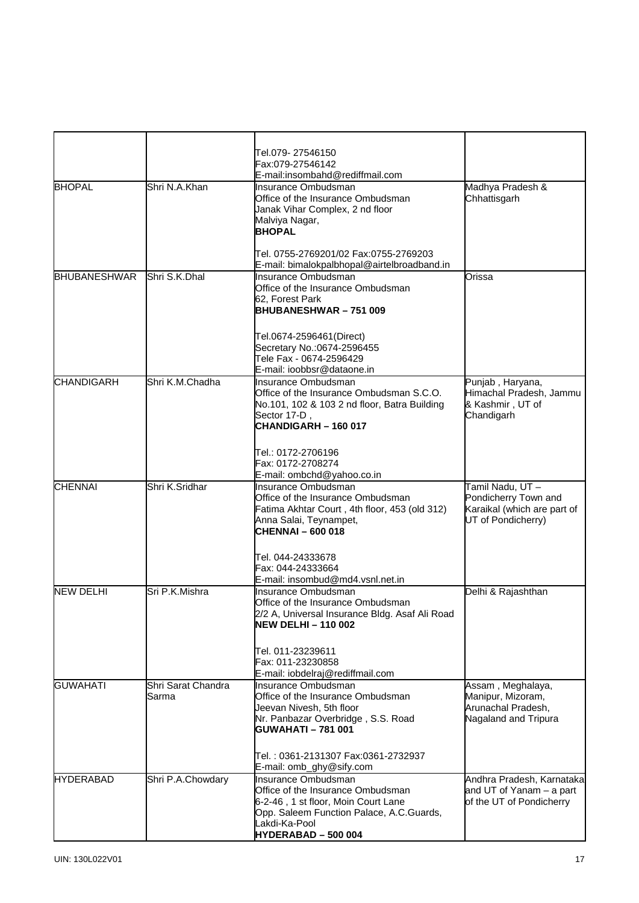| | | | |
|---|---|---|---|
| | | Tel.079- 27546150<br>Fax:079-27546142<br>E-mail:insombahd@rediffmail.com | |
| BHOPAL | Shri N.A.Khan | Insurance Ombudsman<br>Office of the Insurance Ombudsman<br>Janak Vihar Complex, 2 nd floor<br>Malviya Nagar,<br>**BHOPAL**<br><br>Tel. 0755-2769201/02 Fax:0755-2769203<br>E-mail: bimalokpalbhopal@airtelbroadband.in | Madhya Pradesh & Chhattisgarh |
| BHUBANESHWAR | Shri S.K.Dhal | Insurance Ombudsman<br>Office of the Insurance Ombudsman<br>62, Forest Park<br>**BHUBANESHWAR – 751 009**<br><br>Tel.0674-2596461(Direct)<br>Secretary No.:0674-2596455<br>Tele Fax - 0674-2596429<br>E-mail: ioobbsr@dataone.in | Orissa |
| CHANDIGARH | Shri K.M.Chadha | Insurance Ombudsman<br>Office of the Insurance Ombudsman S.C.O. No.101, 102 & 103 2 nd floor, Batra Building Sector 17-D ,<br>**CHANDIGARH – 160 017**<br><br>Tel.: 0172-2706196<br>Fax: 0172-2708274<br>E-mail: ombchd@yahoo.co.in | Punjab , Haryana, Himachal Pradesh, Jammu & Kashmir , UT of Chandigarh |
| CHENNAI | Shri K.Sridhar | Insurance Ombudsman<br>Office of the Insurance Ombudsman<br>Fatima Akhtar Court , 4th floor, 453 (old 312)<br>Anna Salai, Teynampet,<br>**CHENNAI – 600 018**<br><br>Tel. 044-24333678<br>Fax: 044-24333664<br>E-mail: insombud@md4.vsnl.net.in | Tamil Nadu, UT – Pondicherry Town and Karaikal (which are part of UT of Pondicherry) |
| NEW DELHI | Sri P.K.Mishra | Insurance Ombudsman<br>Office of the Insurance Ombudsman<br>2/2 A, Universal Insurance Bldg. Asaf Ali Road<br>**NEW DELHI – 110 002**<br><br>Tel. 011-23239611<br>Fax: 011-23230858<br>E-mail: iobdelraj@rediffmail.com | Delhi & Rajashthan |
| GUWAHATI | Shri Sarat Chandra Sarma | Insurance Ombudsman<br>Office of the Insurance Ombudsman<br>Jeevan Nivesh, 5th floor<br>Nr. Panbazar Overbridge , S.S. Road<br>**GUWAHATI – 781 001**<br><br>Tel. : 0361-2131307 Fax:0361-2732937<br>E-mail: omb_ghy@sify.com | Assam , Meghalaya, Manipur, Mizoram, Arunachal Pradesh, Nagaland and Tripura |
| HYDERABAD | Shri P.A.Chowdary | Insurance Ombudsman<br>Office of the Insurance Ombudsman<br>6-2-46 , 1 st floor, Moin Court Lane<br>Opp. Saleem Function Palace, A.C.Guards, Lakdi-Ka-Pool<br>**HYDERABAD – 500 004** | Andhra Pradesh, Karnataka and UT of Yanam – a part of the UT of Pondicherry |

UIN: 130L022V01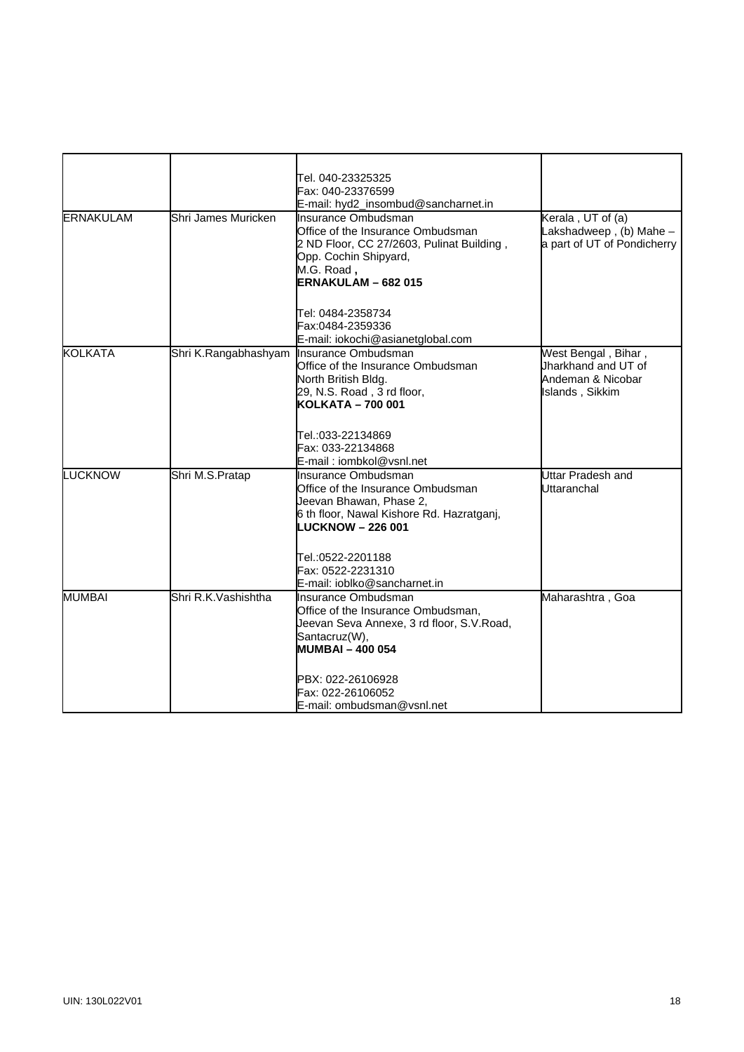| | | | |
|---|---|---|---|
| | | Tel. 040-23325325<br>Fax: 040-23376599<br>E-mail: hyd2_insombud@sancharnet.in | |
| ERNAKULAM | Shri James Muricken | Insurance Ombudsman<br>Office of the Insurance Ombudsman<br>2 ND Floor, CC 27/2603, Pulinat Building ,<br>Opp. Cochin Shipyard,<br>M.G. Road **,**<br>**ERNAKULAM – 682 015**<br><br>Tel: 0484-2358734<br>Fax:0484-2359336<br>E-mail: iokochi@asianetglobal.com | Kerala , UT of (a) Lakshadweep , (b) Mahe – a part of UT of Pondicherry |
| KOLKATA | Shri K.Rangabhashyam | Insurance Ombudsman<br>Office of the Insurance Ombudsman<br>North British Bldg.<br>29, N.S. Road , 3 rd floor,<br>**KOLKATA – 700 001**<br><br>Tel.:033-22134869<br>Fax: 033-22134868<br>E-mail : iombkol@vsnl.net | West Bengal , Bihar , Jharkhand and UT of Andeman & Nicobar Islands , Sikkim |
| LUCKNOW | Shri M.S.Pratap | Insurance Ombudsman<br>Office of the Insurance Ombudsman<br>Jeevan Bhawan, Phase 2,<br>6 th floor, Nawal Kishore Rd. Hazratganj,<br>**LUCKNOW – 226 001**<br><br>Tel.:0522-2201188<br>Fax: 0522-2231310<br>E-mail: ioblko@sancharnet.in | Uttar Pradesh and Uttaranchal |
| MUMBAI | Shri R.K.Vashishtha | Insurance Ombudsman<br>Office of the Insurance Ombudsman,<br>Jeevan Seva Annexe, 3 rd floor, S.V.Road,<br>Santacruz(W),<br>**MUMBAI – 400 054**<br><br>PBX: 022-26106928<br>Fax: 022-26106052<br>E-mail: ombudsman@vsnl.net | Maharashtra , Goa |

UIN: 130L022V01